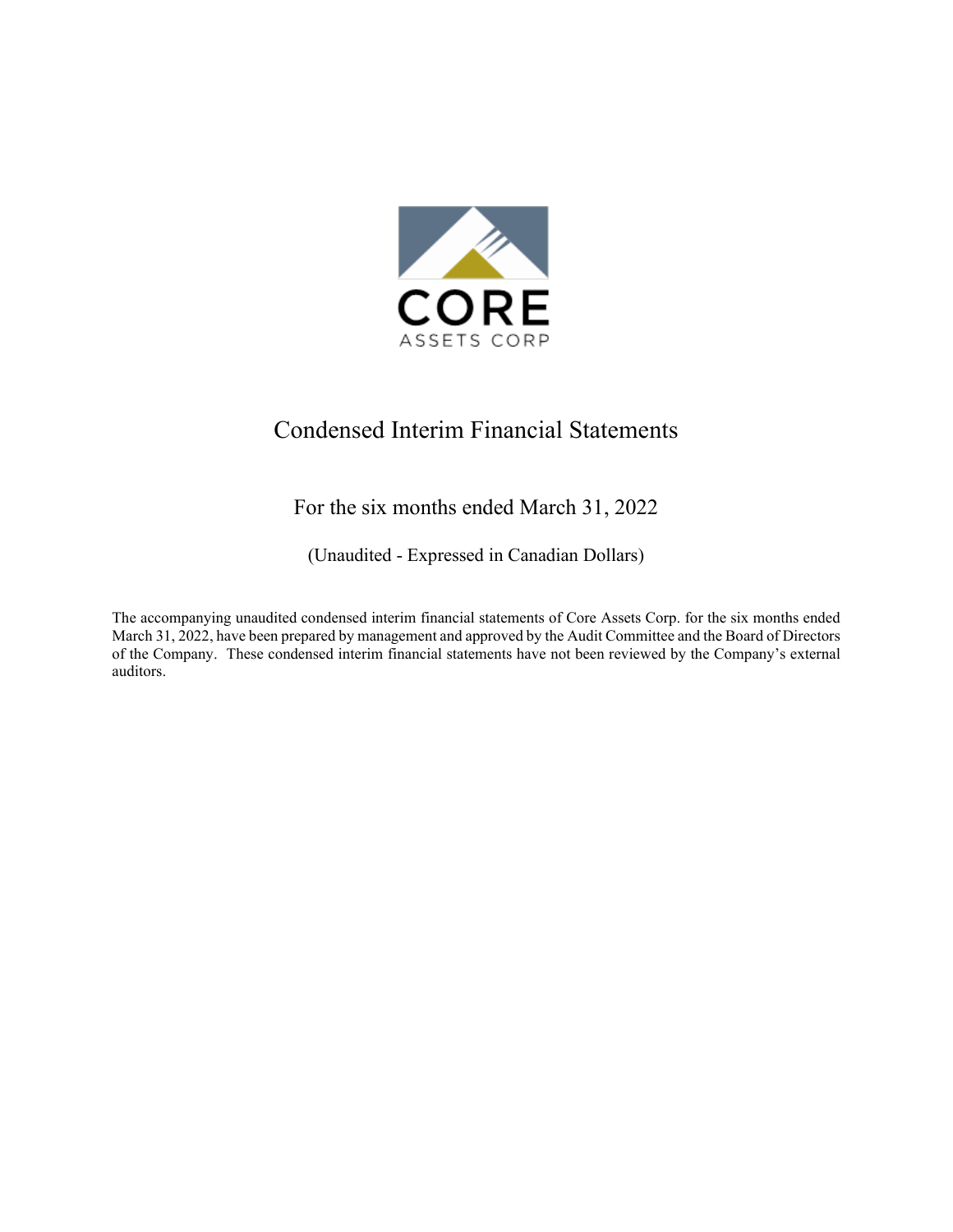CORE

ASSETS CORP

# Condensed Interim Financial Statements

## For the six months ended March 31, 2022

(Unaudited - Expressed in Canadian Dollars)

The accompanying unaudited condensed interim financial statements of Core Assets Corp. for the six months ended March 31, 2022, have been prepared by management and approved by the Audit Committee and the Board of Directors of the Company. These condensed interim financial statements have not been reviewed by the Company's external auditors.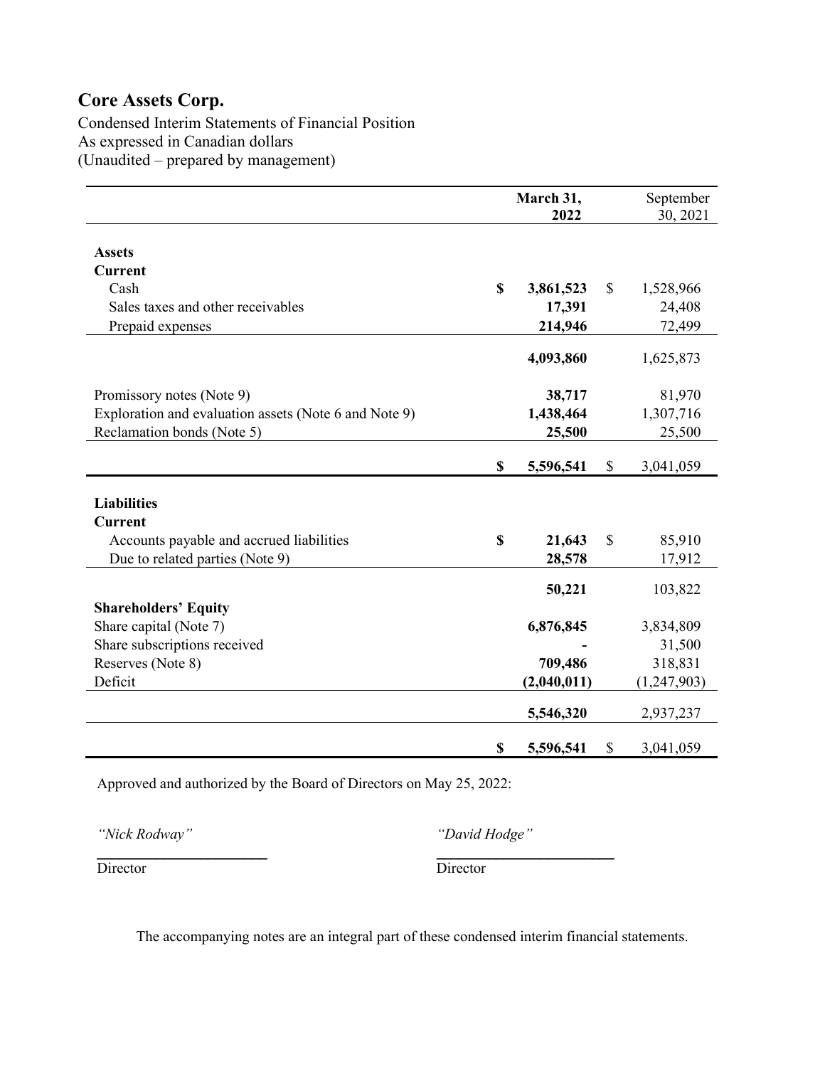# Core Assets Corp.

Condensed Interim Statements of Financial Position
As expressed in Canadian dollars
(Unaudited – prepared by management)

| | March 31, 2022 | September 30, 2021 |
|---|---|---|
| **Assets** | | |
| **Current** | | |
| Cash | **$ 3,861,523** | $ 1,528,966 |
| Sales taxes and other receivables | **17,391** | 24,408 |
| Prepaid expenses | **214,946** | 72,499 |
| | **4,093,860** | 1,625,873 |
| Promissory notes (Note 9) | **38,717** | 81,970 |
| Exploration and evaluation assets (Note 6 and Note 9) | **1,438,464** | 1,307,716 |
| Reclamation bonds (Note 5) | **25,500** | 25,500 |
| | **$ 5,596,541** | $ 3,041,059 |
| **Liabilities** | | |
| **Current** | | |
| Accounts payable and accrued liabilities | **$ 21,643** | $ 85,910 |
| Due to related parties (Note 9) | **28,578** | 17,912 |
| | **50,221** | 103,822 |
| **Shareholders' Equity** | | |
| Share capital (Note 7) | **6,876,845** | 3,834,809 |
| Share subscriptions received | **-** | 31,500 |
| Reserves (Note 8) | **709,486** | 318,831 |
| Deficit | **(2,040,011)** | (1,247,903) |
| | **5,546,320** | 2,937,237 |
| | **$ 5,596,541** | $ 3,041,059 |

Approved and authorized by the Board of Directors on May 25, 2022:

*"Nick Rodway"*
Director

*"David Hodge"*
Director

The accompanying notes are an integral part of these condensed interim financial statements.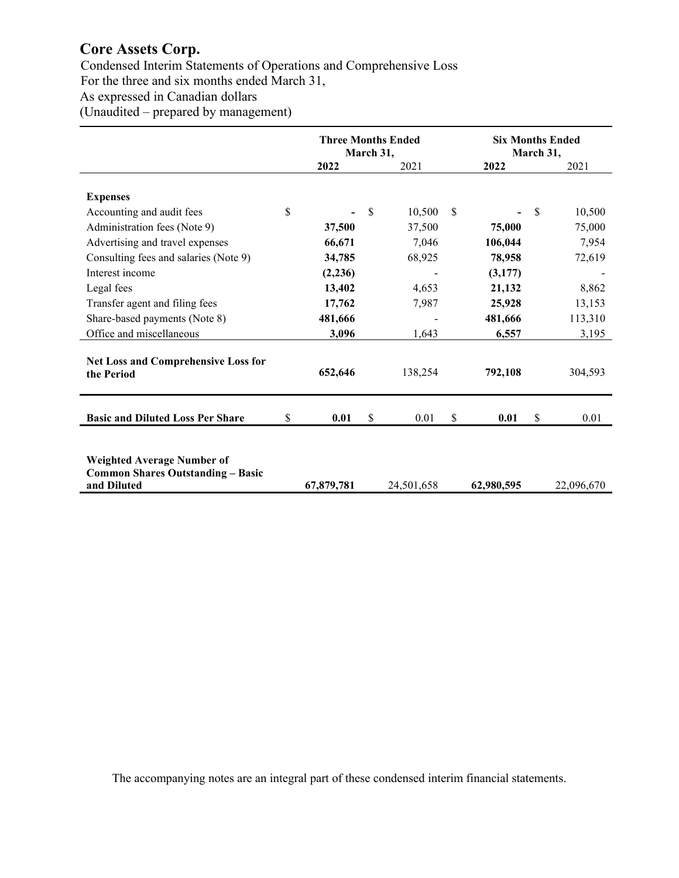# Core Assets Corp.

Condensed Interim Statements of Operations and Comprehensive Loss
For the three and six months ended March 31,
As expressed in Canadian dollars
(Unaudited – prepared by management)

| | Three Months Ended March 31, | | Six Months Ended March 31, | |
|---|---|---|---|---|
| | **2022** | 2021 | **2022** | 2021 |
| **Expenses** | | | | |
| Accounting and audit fees | $ **-** | $ 10,500 | $ **-** | $ 10,500 |
| Administration fees (Note 9) | **37,500** | 37,500 | **75,000** | 75,000 |
| Advertising and travel expenses | **66,671** | 7,046 | **106,044** | 7,954 |
| Consulting fees and salaries (Note 9) | **34,785** | 68,925 | **78,958** | 72,619 |
| Interest income | **(2,236)** | - | **(3,177)** | - |
| Legal fees | **13,402** | 4,653 | **21,132** | 8,862 |
| Transfer agent and filing fees | **17,762** | 7,987 | **25,928** | 13,153 |
| Share-based payments (Note 8) | **481,666** | - | **481,666** | 113,310 |
| Office and miscellaneous | **3,096** | 1,643 | **6,557** | 3,195 |
| **Net Loss and Comprehensive Loss for the Period** | **652,646** | 138,254 | **792,108** | 304,593 |
| **Basic and Diluted Loss Per Share** | $ **0.01** | $ 0.01 | $ **0.01** | $ 0.01 |
| **Weighted Average Number of Common Shares Outstanding – Basic and Diluted** | **67,879,781** | 24,501,658 | **62,980,595** | 22,096,670 |

The accompanying notes are an integral part of these condensed interim financial statements.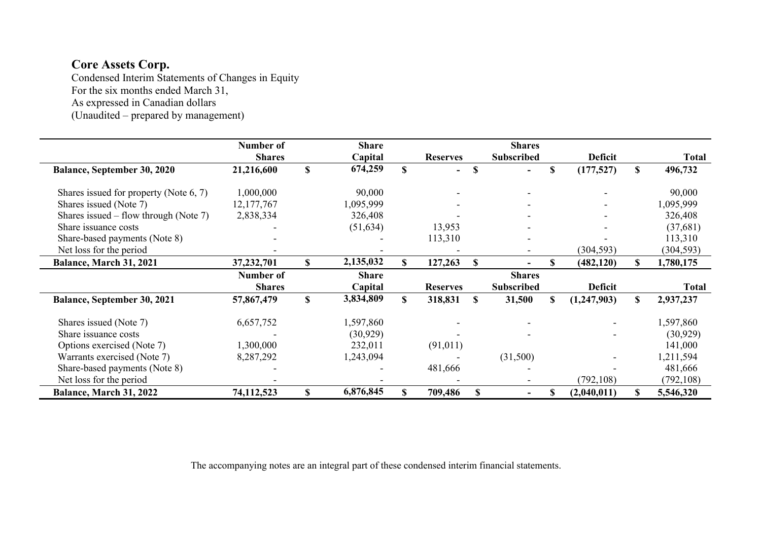# Core Assets Corp.

Condensed Interim Statements of Changes in Equity
For the six months ended March 31,
As expressed in Canadian dollars
(Unaudited – prepared by management)

| | Number of Shares | Share Capital | Reserves | Shares Subscribed | Deficit | Total |
|---|---|---|---|---|---|---|
| **Balance, September 30, 2020** | **21,216,600** | **$ 674,259** | **$ -** | **$ -** | **$ (177,527)** | **$ 496,732** |
| Shares issued for property (Note 6, 7) | 1,000,000 | 90,000 | - | - | - | 90,000 |
| Shares issued (Note 7) | 12,177,767 | 1,095,999 | - | - | - | 1,095,999 |
| Shares issued – flow through (Note 7) | 2,838,334 | 326,408 | - | - | - | 326,408 |
| Share issuance costs | - | (51,634) | 13,953 | - | - | (37,681) |
| Share-based payments (Note 8) | - | - | 113,310 | - | - | 113,310 |
| Net loss for the period | - | - | - | - | (304,593) | (304,593) |
| **Balance, March 31, 2021** | **37,232,701** | **$ 2,135,032** | **$ 127,263** | **$ -** | **$ (482,120)** | **$ 1,780,175** |
| | **Number of Shares** | **Share Capital** | **Reserves** | **Shares Subscribed** | **Deficit** | **Total** |
| **Balance, September 30, 2021** | **57,867,479** | **$ 3,834,809** | **$ 318,831** | **$ 31,500** | **$ (1,247,903)** | **$ 2,937,237** |
| Shares issued (Note 7) | 6,657,752 | 1,597,860 | - | - | - | 1,597,860 |
| Share issuance costs | - | (30,929) | - | - | - | (30,929) |
| Options exercised (Note 7) | 1,300,000 | 232,011 | (91,011) | | | 141,000 |
| Warrants exercised (Note 7) | 8,287,292 | 1,243,094 | - | (31,500) | - | 1,211,594 |
| Share-based payments (Note 8) | - | - | 481,666 | - | - | 481,666 |
| Net loss for the period | - | - | - | - | (792,108) | (792,108) |
| **Balance, March 31, 2022** | **74,112,523** | **$ 6,876,845** | **$ 709,486** | **$ -** | **$ (2,040,011)** | **$ 5,546,320** |

The accompanying notes are an integral part of these condensed interim financial statements.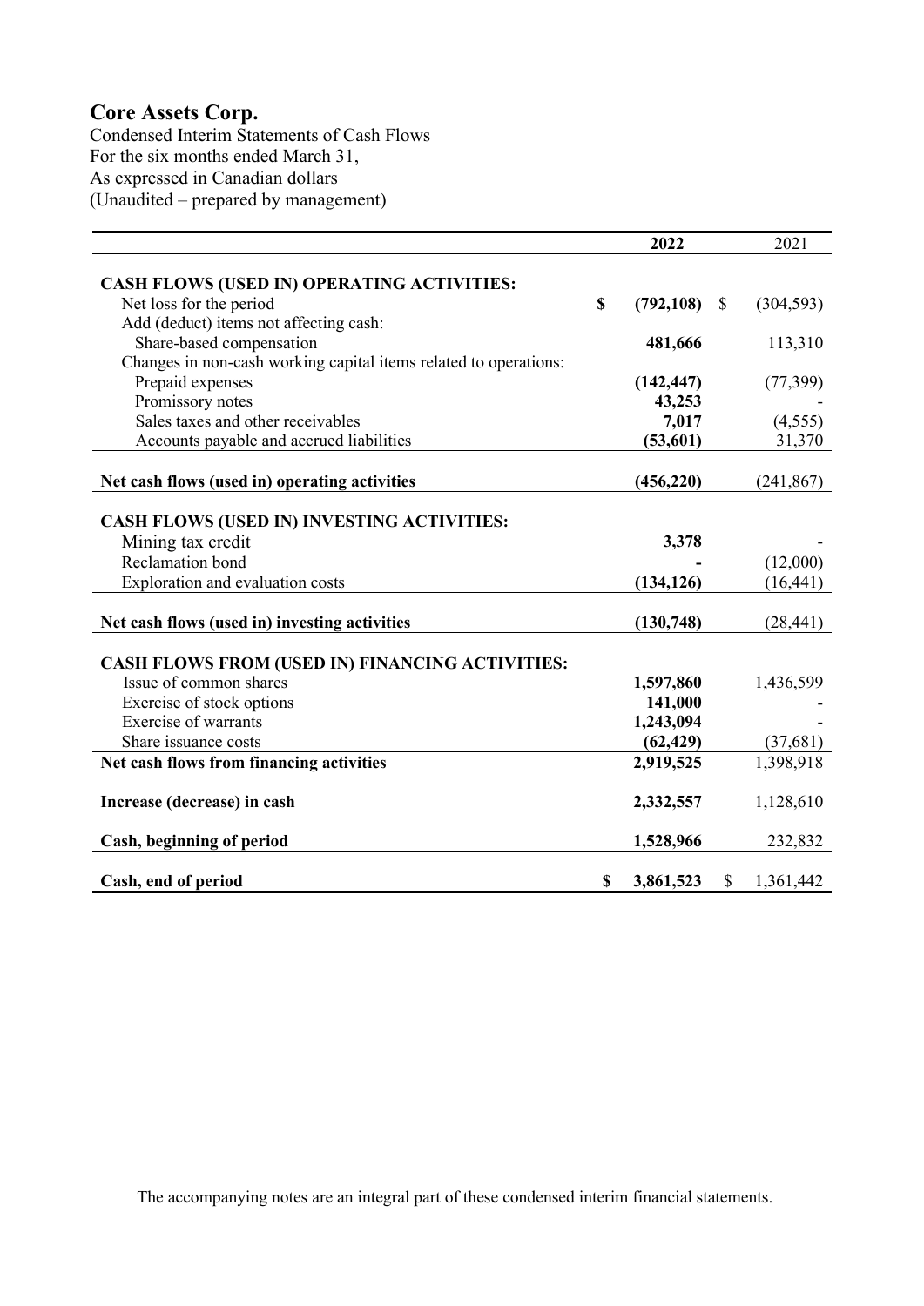# Core Assets Corp.

Condensed Interim Statements of Cash Flows
For the six months ended March 31,
As expressed in Canadian dollars
(Unaudited – prepared by management)

| | 2022 | 2021 |
|---|---|---|
| **CASH FLOWS (USED IN) OPERATING ACTIVITIES:** | | |
| Net loss for the period | **$ (792,108)** | $ (304,593) |
| Add (deduct) items not affecting cash: | | |
| Share-based compensation | **481,666** | 113,310 |
| Changes in non-cash working capital items related to operations: | | |
| Prepaid expenses | **(142,447)** | (77,399) |
| Promissory notes | **43,253** | - |
| Sales taxes and other receivables | **7,017** | (4,555) |
| Accounts payable and accrued liabilities | **(53,601)** | 31,370 |
| **Net cash flows (used in) operating activities** | **(456,220)** | (241,867) |
| **CASH FLOWS (USED IN) INVESTING ACTIVITIES:** | | |
| Mining tax credit | **3,378** | - |
| Reclamation bond | **-** | (12,000) |
| Exploration and evaluation costs | **(134,126)** | (16,441) |
| **Net cash flows (used in) investing activities** | **(130,748)** | (28,441) |
| **CASH FLOWS FROM (USED IN) FINANCING ACTIVITIES:** | | |
| Issue of common shares | **1,597,860** | 1,436,599 |
| Exercise of stock options | **141,000** | - |
| Exercise of warrants | **1,243,094** | - |
| Share issuance costs | **(62,429)** | (37,681) |
| **Net cash flows from financing activities** | **2,919,525** | 1,398,918 |
| **Increase (decrease) in cash** | **2,332,557** | 1,128,610 |
| **Cash, beginning of period** | **1,528,966** | 232,832 |
| **Cash, end of period** | **$ 3,861,523** | $ 1,361,442 |

The accompanying notes are an integral part of these condensed interim financial statements.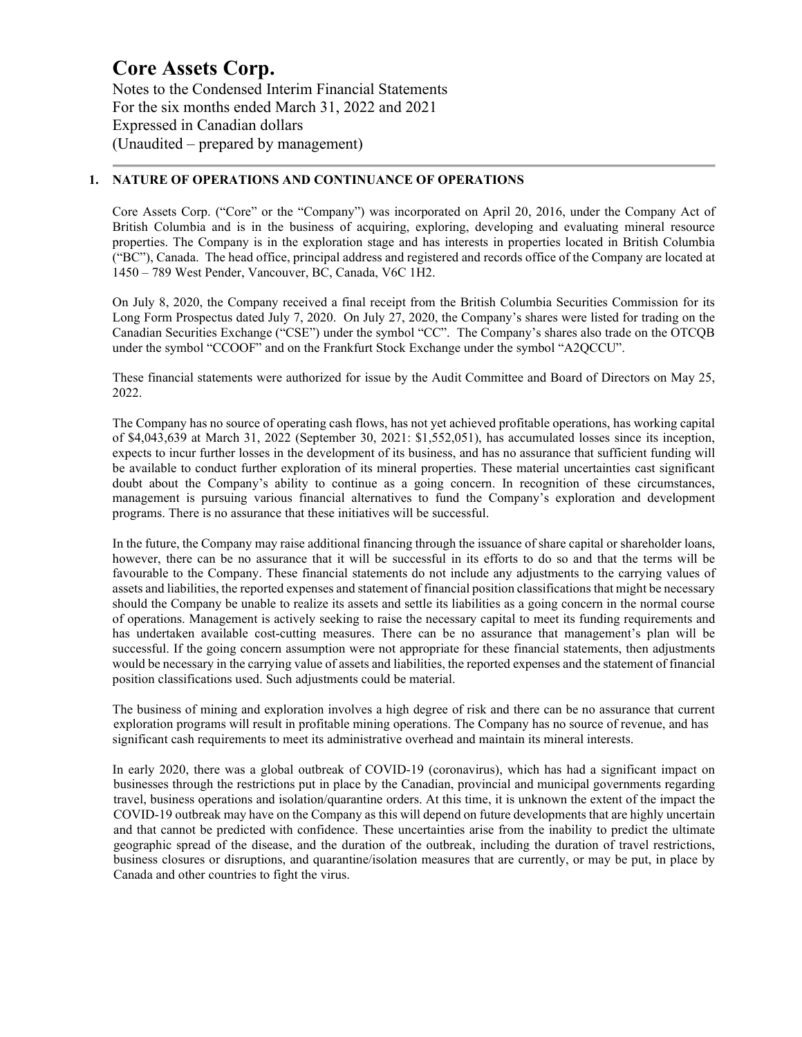# Core Assets Corp.

Notes to the Condensed Interim Financial Statements
For the six months ended March 31, 2022 and 2021
Expressed in Canadian dollars
(Unaudited – prepared by management)

## 1. NATURE OF OPERATIONS AND CONTINUANCE OF OPERATIONS

Core Assets Corp. ("Core" or the "Company") was incorporated on April 20, 2016, under the Company Act of British Columbia and is in the business of acquiring, exploring, developing and evaluating mineral resource properties. The Company is in the exploration stage and has interests in properties located in British Columbia ("BC"), Canada. The head office, principal address and registered and records office of the Company are located at 1450 – 789 West Pender, Vancouver, BC, Canada, V6C 1H2.

On July 8, 2020, the Company received a final receipt from the British Columbia Securities Commission for its Long Form Prospectus dated July 7, 2020. On July 27, 2020, the Company's shares were listed for trading on the Canadian Securities Exchange ("CSE") under the symbol "CC". The Company's shares also trade on the OTCQB under the symbol "CCOOF" and on the Frankfurt Stock Exchange under the symbol "A2QCCU".

These financial statements were authorized for issue by the Audit Committee and Board of Directors on May 25, 2022.

The Company has no source of operating cash flows, has not yet achieved profitable operations, has working capital of $4,043,639 at March 31, 2022 (September 30, 2021: $1,552,051), has accumulated losses since its inception, expects to incur further losses in the development of its business, and has no assurance that sufficient funding will be available to conduct further exploration of its mineral properties. These material uncertainties cast significant doubt about the Company's ability to continue as a going concern. In recognition of these circumstances, management is pursuing various financial alternatives to fund the Company's exploration and development programs. There is no assurance that these initiatives will be successful.

In the future, the Company may raise additional financing through the issuance of share capital or shareholder loans, however, there can be no assurance that it will be successful in its efforts to do so and that the terms will be favourable to the Company. These financial statements do not include any adjustments to the carrying values of assets and liabilities, the reported expenses and statement of financial position classifications that might be necessary should the Company be unable to realize its assets and settle its liabilities as a going concern in the normal course of operations. Management is actively seeking to raise the necessary capital to meet its funding requirements and has undertaken available cost-cutting measures. There can be no assurance that management's plan will be successful. If the going concern assumption were not appropriate for these financial statements, then adjustments would be necessary in the carrying value of assets and liabilities, the reported expenses and the statement of financial position classifications used. Such adjustments could be material.

The business of mining and exploration involves a high degree of risk and there can be no assurance that current exploration programs will result in profitable mining operations. The Company has no source of revenue, and has significant cash requirements to meet its administrative overhead and maintain its mineral interests.

In early 2020, there was a global outbreak of COVID-19 (coronavirus), which has had a significant impact on businesses through the restrictions put in place by the Canadian, provincial and municipal governments regarding travel, business operations and isolation/quarantine orders. At this time, it is unknown the extent of the impact the COVID-19 outbreak may have on the Company as this will depend on future developments that are highly uncertain and that cannot be predicted with confidence. These uncertainties arise from the inability to predict the ultimate geographic spread of the disease, and the duration of the outbreak, including the duration of travel restrictions, business closures or disruptions, and quarantine/isolation measures that are currently, or may be put, in place by Canada and other countries to fight the virus.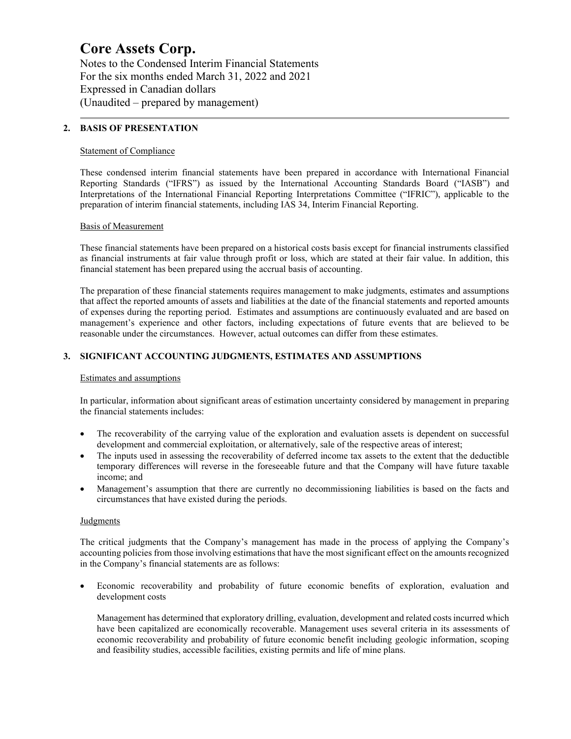## 2. BASIS OF PRESENTATION

Statement of Compliance

These condensed interim financial statements have been prepared in accordance with International Financial Reporting Standards ("IFRS") as issued by the International Accounting Standards Board ("IASB") and Interpretations of the International Financial Reporting Interpretations Committee ("IFRIC"), applicable to the preparation of interim financial statements, including IAS 34, Interim Financial Reporting.

Basis of Measurement

These financial statements have been prepared on a historical costs basis except for financial instruments classified as financial instruments at fair value through profit or loss, which are stated at their fair value. In addition, this financial statement has been prepared using the accrual basis of accounting.

The preparation of these financial statements requires management to make judgments, estimates and assumptions that affect the reported amounts of assets and liabilities at the date of the financial statements and reported amounts of expenses during the reporting period. Estimates and assumptions are continuously evaluated and are based on management's experience and other factors, including expectations of future events that are believed to be reasonable under the circumstances. However, actual outcomes can differ from these estimates.

## 3. SIGNIFICANT ACCOUNTING JUDGMENTS, ESTIMATES AND ASSUMPTIONS

Estimates and assumptions

In particular, information about significant areas of estimation uncertainty considered by management in preparing the financial statements includes:

- The recoverability of the carrying value of the exploration and evaluation assets is dependent on successful development and commercial exploitation, or alternatively, sale of the respective areas of interest;
- The inputs used in assessing the recoverability of deferred income tax assets to the extent that the deductible temporary differences will reverse in the foreseeable future and that the Company will have future taxable income; and
- Management's assumption that there are currently no decommissioning liabilities is based on the facts and circumstances that have existed during the periods.

Judgments

The critical judgments that the Company's management has made in the process of applying the Company's accounting policies from those involving estimations that have the most significant effect on the amounts recognized in the Company's financial statements are as follows:

- Economic recoverability and probability of future economic benefits of exploration, evaluation and development costs

  Management has determined that exploratory drilling, evaluation, development and related costs incurred which have been capitalized are economically recoverable. Management uses several criteria in its assessments of economic recoverability and probability of future economic benefit including geologic information, scoping and feasibility studies, accessible facilities, existing permits and life of mine plans.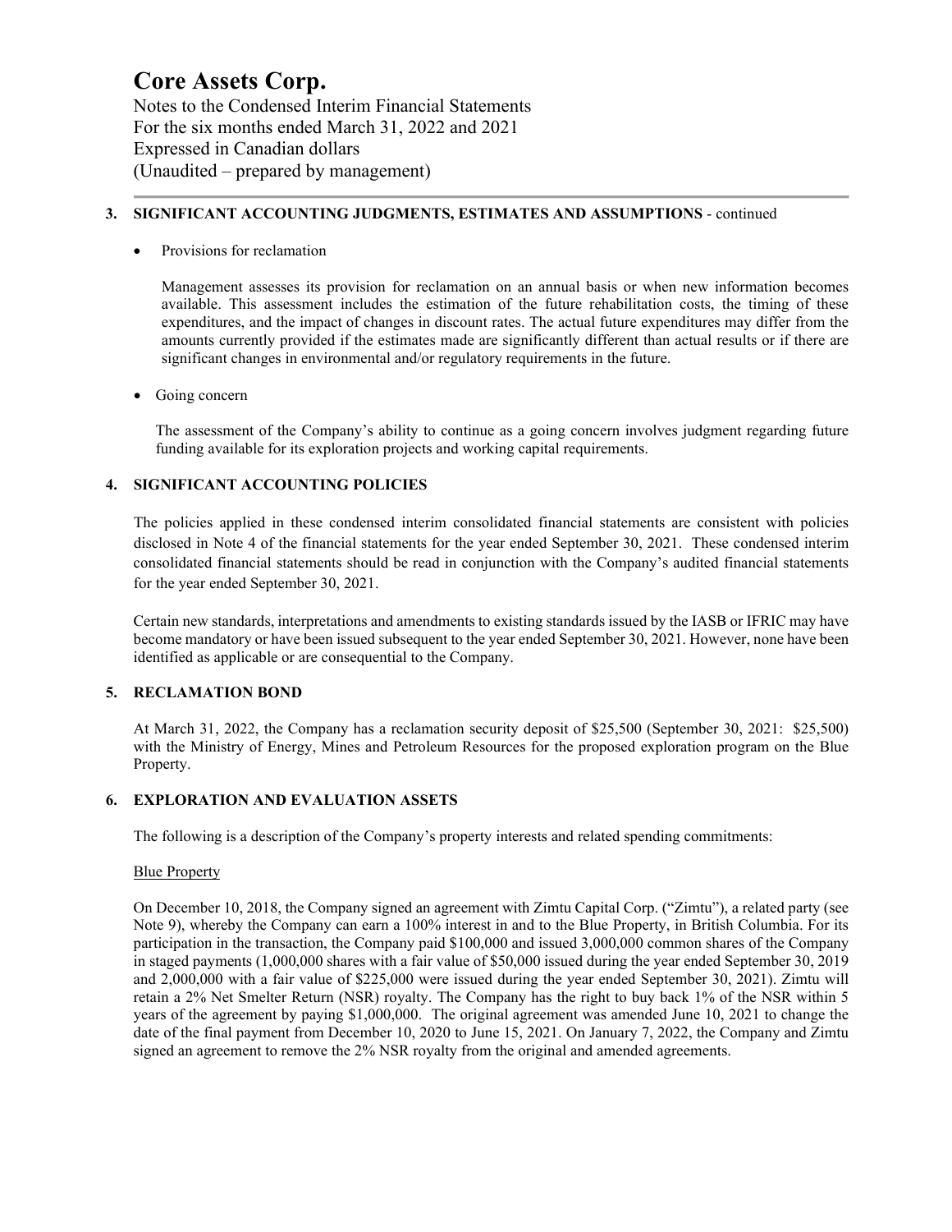# Core Assets Corp.

Notes to the Condensed Interim Financial Statements
For the six months ended March 31, 2022 and 2021
Expressed in Canadian dollars
(Unaudited – prepared by management)

## 3. SIGNIFICANT ACCOUNTING JUDGMENTS, ESTIMATES AND ASSUMPTIONS - continued

- Provisions for reclamation

  Management assesses its provision for reclamation on an annual basis or when new information becomes available. This assessment includes the estimation of the future rehabilitation costs, the timing of these expenditures, and the impact of changes in discount rates. The actual future expenditures may differ from the amounts currently provided if the estimates made are significantly different than actual results or if there are significant changes in environmental and/or regulatory requirements in the future.

- Going concern

  The assessment of the Company's ability to continue as a going concern involves judgment regarding future funding available for its exploration projects and working capital requirements.

## 4. SIGNIFICANT ACCOUNTING POLICIES

The policies applied in these condensed interim consolidated financial statements are consistent with policies disclosed in Note 4 of the financial statements for the year ended September 30, 2021. These condensed interim consolidated financial statements should be read in conjunction with the Company's audited financial statements for the year ended September 30, 2021.

Certain new standards, interpretations and amendments to existing standards issued by the IASB or IFRIC may have become mandatory or have been issued subsequent to the year ended September 30, 2021. However, none have been identified as applicable or are consequential to the Company.

## 5. RECLAMATION BOND

At March 31, 2022, the Company has a reclamation security deposit of $25,500 (September 30, 2021: $25,500) with the Ministry of Energy, Mines and Petroleum Resources for the proposed exploration program on the Blue Property.

## 6. EXPLORATION AND EVALUATION ASSETS

The following is a description of the Company's property interests and related spending commitments:

Blue Property

On December 10, 2018, the Company signed an agreement with Zimtu Capital Corp. ("Zimtu"), a related party (see Note 9), whereby the Company can earn a 100% interest in and to the Blue Property, in British Columbia. For its participation in the transaction, the Company paid $100,000 and issued 3,000,000 common shares of the Company in staged payments (1,000,000 shares with a fair value of $50,000 issued during the year ended September 30, 2019 and 2,000,000 with a fair value of $225,000 were issued during the year ended September 30, 2021). Zimtu will retain a 2% Net Smelter Return (NSR) royalty. The Company has the right to buy back 1% of the NSR within 5 years of the agreement by paying $1,000,000. The original agreement was amended June 10, 2021 to change the date of the final payment from December 10, 2020 to June 15, 2021. On January 7, 2022, the Company and Zimtu signed an agreement to remove the 2% NSR royalty from the original and amended agreements.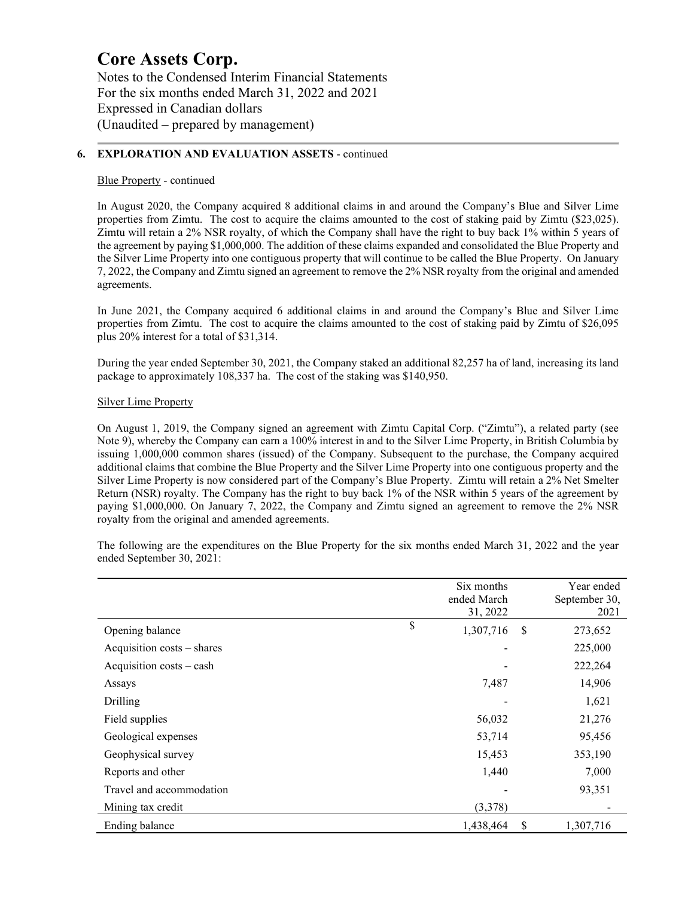# Core Assets Corp.

Notes to the Condensed Interim Financial Statements
For the six months ended March 31, 2022 and 2021
Expressed in Canadian dollars
(Unaudited – prepared by management)

## 6. EXPLORATION AND EVALUATION ASSETS - continued

Blue Property - continued

In August 2020, the Company acquired 8 additional claims in and around the Company's Blue and Silver Lime properties from Zimtu. The cost to acquire the claims amounted to the cost of staking paid by Zimtu ($23,025). Zimtu will retain a 2% NSR royalty, of which the Company shall have the right to buy back 1% within 5 years of the agreement by paying $1,000,000. The addition of these claims expanded and consolidated the Blue Property and the Silver Lime Property into one contiguous property that will continue to be called the Blue Property. On January 7, 2022, the Company and Zimtu signed an agreement to remove the 2% NSR royalty from the original and amended agreements.

In June 2021, the Company acquired 6 additional claims in and around the Company's Blue and Silver Lime properties from Zimtu. The cost to acquire the claims amounted to the cost of staking paid by Zimtu of $26,095 plus 20% interest for a total of $31,314.

During the year ended September 30, 2021, the Company staked an additional 82,257 ha of land, increasing its land package to approximately 108,337 ha. The cost of the staking was $140,950.

Silver Lime Property

On August 1, 2019, the Company signed an agreement with Zimtu Capital Corp. ("Zimtu"), a related party (see Note 9), whereby the Company can earn a 100% interest in and to the Silver Lime Property, in British Columbia by issuing 1,000,000 common shares (issued) of the Company. Subsequent to the purchase, the Company acquired additional claims that combine the Blue Property and the Silver Lime Property into one contiguous property and the Silver Lime Property is now considered part of the Company's Blue Property. Zimtu will retain a 2% Net Smelter Return (NSR) royalty. The Company has the right to buy back 1% of the NSR within 5 years of the agreement by paying $1,000,000. On January 7, 2022, the Company and Zimtu signed an agreement to remove the 2% NSR royalty from the original and amended agreements.

The following are the expenditures on the Blue Property for the six months ended March 31, 2022 and the year ended September 30, 2021:

| | Six months ended March 31, 2022 | Year ended September 30, 2021 |
|---|---|---|
| Opening balance | $ 1,307,716 | $ 273,652 |
| Acquisition costs – shares | - | 225,000 |
| Acquisition costs – cash | - | 222,264 |
| Assays | 7,487 | 14,906 |
| Drilling | - | 1,621 |
| Field supplies | 56,032 | 21,276 |
| Geological expenses | 53,714 | 95,456 |
| Geophysical survey | 15,453 | 353,190 |
| Reports and other | 1,440 | 7,000 |
| Travel and accommodation | - | 93,351 |
| Mining tax credit | (3,378) | - |
| Ending balance | 1,438,464 | $ 1,307,716 |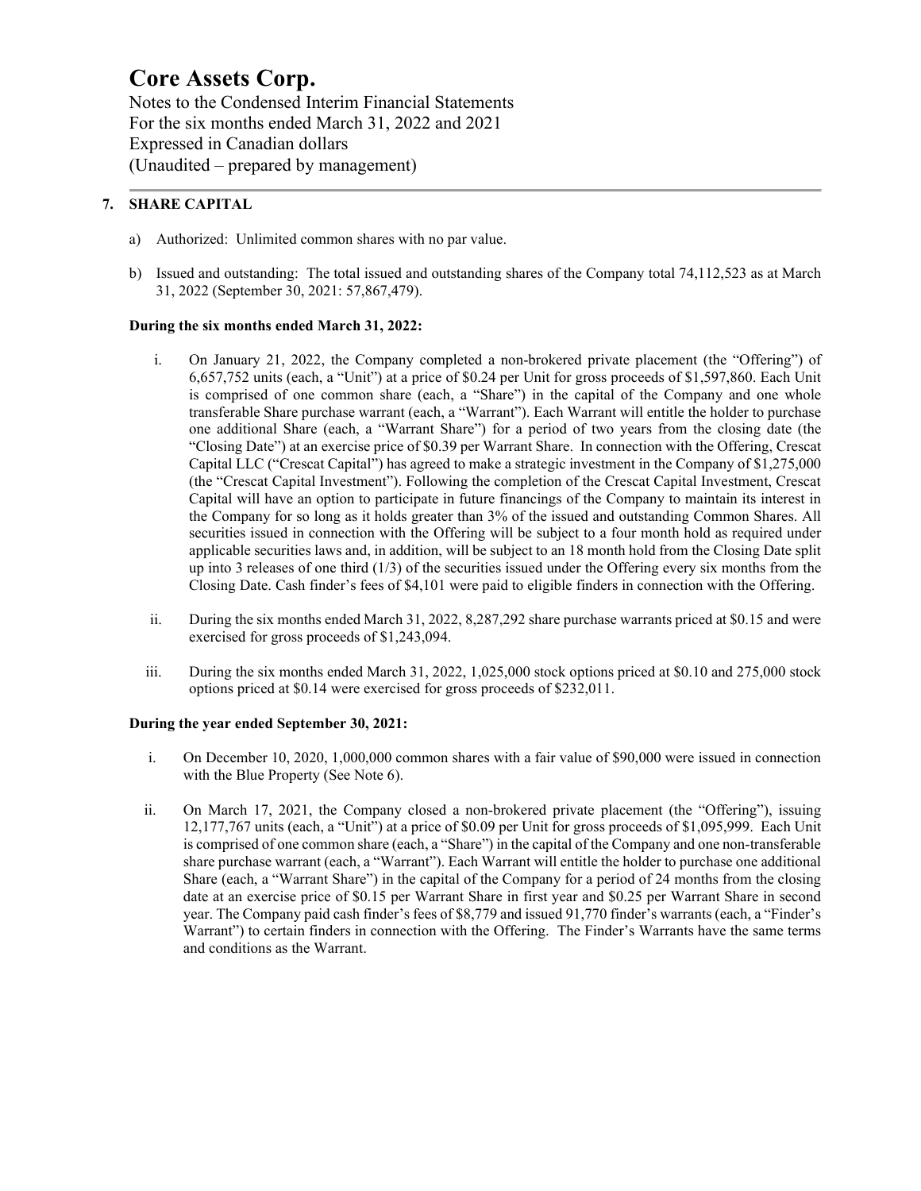## 7. SHARE CAPITAL

a) Authorized: Unlimited common shares with no par value.

b) Issued and outstanding: The total issued and outstanding shares of the Company total 74,112,523 as at March 31, 2022 (September 30, 2021: 57,867,479).

**During the six months ended March 31, 2022:**

i. On January 21, 2022, the Company completed a non-brokered private placement (the "Offering") of 6,657,752 units (each, a "Unit") at a price of $0.24 per Unit for gross proceeds of $1,597,860. Each Unit is comprised of one common share (each, a "Share") in the capital of the Company and one whole transferable Share purchase warrant (each, a "Warrant"). Each Warrant will entitle the holder to purchase one additional Share (each, a "Warrant Share") for a period of two years from the closing date (the "Closing Date") at an exercise price of $0.39 per Warrant Share. In connection with the Offering, Crescat Capital LLC ("Crescat Capital") has agreed to make a strategic investment in the Company of $1,275,000 (the "Crescat Capital Investment"). Following the completion of the Crescat Capital Investment, Crescat Capital will have an option to participate in future financings of the Company to maintain its interest in the Company for so long as it holds greater than 3% of the issued and outstanding Common Shares. All securities issued in connection with the Offering will be subject to a four month hold as required under applicable securities laws and, in addition, will be subject to an 18 month hold from the Closing Date split up into 3 releases of one third (1/3) of the securities issued under the Offering every six months from the Closing Date. Cash finder's fees of $4,101 were paid to eligible finders in connection with the Offering.

ii. During the six months ended March 31, 2022, 8,287,292 share purchase warrants priced at $0.15 and were exercised for gross proceeds of $1,243,094.

iii. During the six months ended March 31, 2022, 1,025,000 stock options priced at $0.10 and 275,000 stock options priced at $0.14 were exercised for gross proceeds of $232,011.

**During the year ended September 30, 2021:**

i. On December 10, 2020, 1,000,000 common shares with a fair value of $90,000 were issued in connection with the Blue Property (See Note 6).

ii. On March 17, 2021, the Company closed a non-brokered private placement (the "Offering"), issuing 12,177,767 units (each, a "Unit") at a price of $0.09 per Unit for gross proceeds of $1,095,999. Each Unit is comprised of one common share (each, a "Share") in the capital of the Company and one non-transferable share purchase warrant (each, a "Warrant"). Each Warrant will entitle the holder to purchase one additional Share (each, a "Warrant Share") in the capital of the Company for a period of 24 months from the closing date at an exercise price of $0.15 per Warrant Share in first year and $0.25 per Warrant Share in second year. The Company paid cash finder's fees of $8,779 and issued 91,770 finder's warrants (each, a "Finder's Warrant") to certain finders in connection with the Offering. The Finder's Warrants have the same terms and conditions as the Warrant.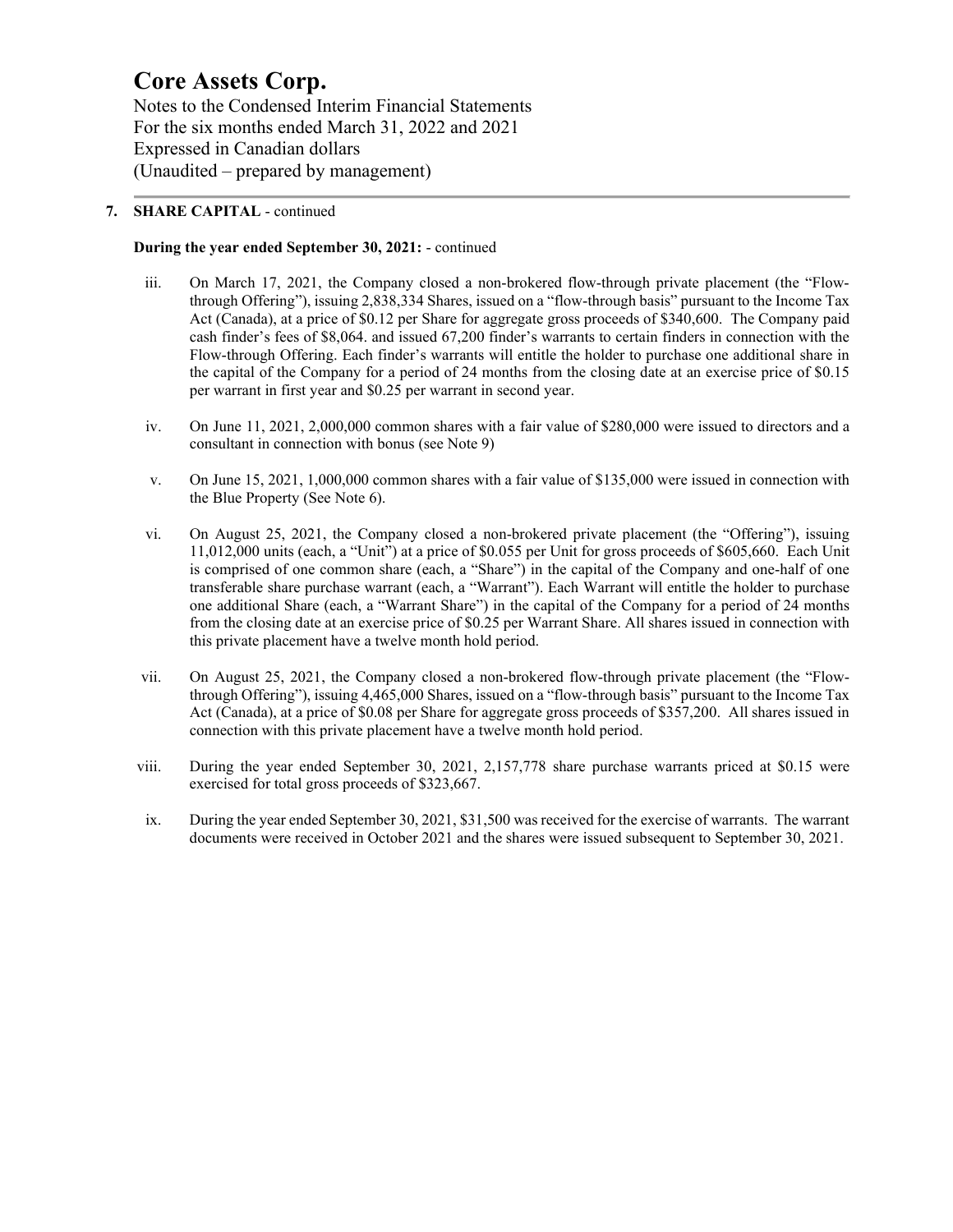**7. SHARE CAPITAL** - continued

**During the year ended September 30, 2021:** - continued

iii. On March 17, 2021, the Company closed a non-brokered flow-through private placement (the "Flow-through Offering"), issuing 2,838,334 Shares, issued on a "flow-through basis" pursuant to the Income Tax Act (Canada), at a price of $0.12 per Share for aggregate gross proceeds of $340,600. The Company paid cash finder's fees of $8,064. and issued 67,200 finder's warrants to certain finders in connection with the Flow-through Offering. Each finder's warrants will entitle the holder to purchase one additional share in the capital of the Company for a period of 24 months from the closing date at an exercise price of $0.15 per warrant in first year and $0.25 per warrant in second year.

iv. On June 11, 2021, 2,000,000 common shares with a fair value of $280,000 were issued to directors and a consultant in connection with bonus (see Note 9)

v. On June 15, 2021, 1,000,000 common shares with a fair value of $135,000 were issued in connection with the Blue Property (See Note 6).

vi. On August 25, 2021, the Company closed a non-brokered private placement (the "Offering"), issuing 11,012,000 units (each, a "Unit") at a price of $0.055 per Unit for gross proceeds of $605,660. Each Unit is comprised of one common share (each, a "Share") in the capital of the Company and one-half of one transferable share purchase warrant (each, a "Warrant"). Each Warrant will entitle the holder to purchase one additional Share (each, a "Warrant Share") in the capital of the Company for a period of 24 months from the closing date at an exercise price of $0.25 per Warrant Share. All shares issued in connection with this private placement have a twelve month hold period.

vii. On August 25, 2021, the Company closed a non-brokered flow-through private placement (the "Flow-through Offering"), issuing 4,465,000 Shares, issued on a "flow-through basis" pursuant to the Income Tax Act (Canada), at a price of $0.08 per Share for aggregate gross proceeds of $357,200. All shares issued in connection with this private placement have a twelve month hold period.

viii. During the year ended September 30, 2021, 2,157,778 share purchase warrants priced at $0.15 were exercised for total gross proceeds of $323,667.

ix. During the year ended September 30, 2021, $31,500 was received for the exercise of warrants. The warrant documents were received in October 2021 and the shares were issued subsequent to September 30, 2021.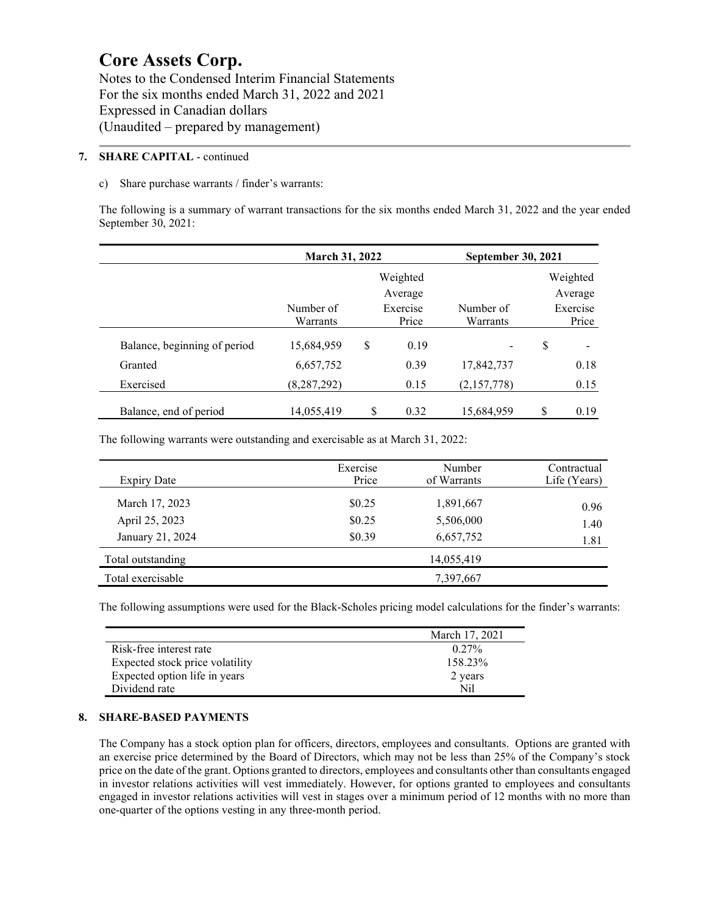# Core Assets Corp.

Notes to the Condensed Interim Financial Statements
For the six months ended March 31, 2022 and 2021
Expressed in Canadian dollars
(Unaudited – prepared by management)

## 7. SHARE CAPITAL - continued

c) Share purchase warrants / finder's warrants:

The following is a summary of warrant transactions for the six months ended March 31, 2022 and the year ended September 30, 2021:

| | March 31, 2022 | | September 30, 2021 | |
|---|---|---|---|---|
| | Number of Warrants | Weighted Average Exercise Price | Number of Warrants | Weighted Average Exercise Price |
| Balance, beginning of period | 15,684,959 | $ 0.19 | - | $ - |
| Granted | 6,657,752 | 0.39 | 17,842,737 | 0.18 |
| Exercised | (8,287,292) | 0.15 | (2,157,778) | 0.15 |
| Balance, end of period | 14,055,419 | $ 0.32 | 15,684,959 | $ 0.19 |

The following warrants were outstanding and exercisable as at March 31, 2022:

| Expiry Date | Exercise Price | Number of Warrants | Contractual Life (Years) |
|---|---|---|---|
| March 17, 2023 | $0.25 | 1,891,667 | 0.96 |
| April 25, 2023 | $0.25 | 5,506,000 | 1.40 |
| January 21, 2024 | $0.39 | 6,657,752 | 1.81 |
| Total outstanding | | 14,055,419 | |
| Total exercisable | | 7,397,667 | |

The following assumptions were used for the Black-Scholes pricing model calculations for the finder's warrants:

| | March 17, 2021 |
|---|---|
| Risk-free interest rate | 0.27% |
| Expected stock price volatility | 158.23% |
| Expected option life in years | 2 years |
| Dividend rate | Nil |

## 8. SHARE-BASED PAYMENTS

The Company has a stock option plan for officers, directors, employees and consultants. Options are granted with an exercise price determined by the Board of Directors, which may not be less than 25% of the Company's stock price on the date of the grant. Options granted to directors, employees and consultants other than consultants engaged in investor relations activities will vest immediately. However, for options granted to employees and consultants engaged in investor relations activities will vest in stages over a minimum period of 12 months with no more than one-quarter of the options vesting in any three-month period.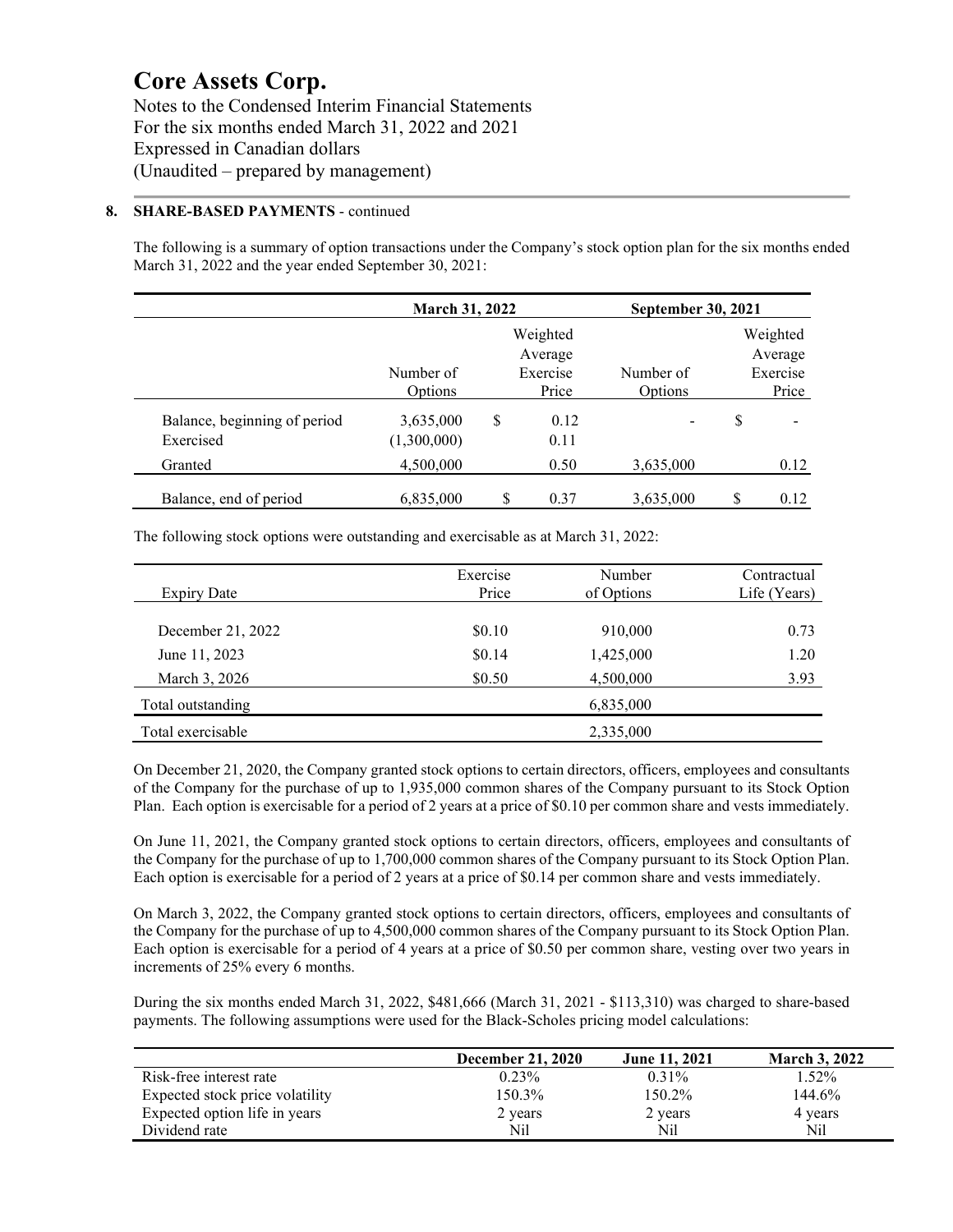# Core Assets Corp.

Notes to the Condensed Interim Financial Statements
For the six months ended March 31, 2022 and 2021
Expressed in Canadian dollars
(Unaudited – prepared by management)

## 8. SHARE-BASED PAYMENTS - continued

The following is a summary of option transactions under the Company's stock option plan for the six months ended March 31, 2022 and the year ended September 30, 2021:

| | March 31, 2022 | | September 30, 2021 | |
|---|---|---|---|---|
| | Number of Options | Weighted Average Exercise Price | Number of Options | Weighted Average Exercise Price |
| Balance, beginning of period | 3,635,000 | $ 0.12 | - | $ - |
| Exercised | (1,300,000) | 0.11 | | |
| Granted | 4,500,000 | 0.50 | 3,635,000 | 0.12 |
| Balance, end of period | 6,835,000 | $ 0.37 | 3,635,000 | $ 0.12 |

The following stock options were outstanding and exercisable as at March 31, 2022:

| Expiry Date | Exercise Price | Number of Options | Contractual Life (Years) |
|---|---|---|---|
| December 21, 2022 | $0.10 | 910,000 | 0.73 |
| June 11, 2023 | $0.14 | 1,425,000 | 1.20 |
| March 3, 2026 | $0.50 | 4,500,000 | 3.93 |
| Total outstanding | | 6,835,000 | |
| Total exercisable | | 2,335,000 | |

On December 21, 2020, the Company granted stock options to certain directors, officers, employees and consultants of the Company for the purchase of up to 1,935,000 common shares of the Company pursuant to its Stock Option Plan. Each option is exercisable for a period of 2 years at a price of $0.10 per common share and vests immediately.

On June 11, 2021, the Company granted stock options to certain directors, officers, employees and consultants of the Company for the purchase of up to 1,700,000 common shares of the Company pursuant to its Stock Option Plan. Each option is exercisable for a period of 2 years at a price of $0.14 per common share and vests immediately.

On March 3, 2022, the Company granted stock options to certain directors, officers, employees and consultants of the Company for the purchase of up to 4,500,000 common shares of the Company pursuant to its Stock Option Plan. Each option is exercisable for a period of 4 years at a price of $0.50 per common share, vesting over two years in increments of 25% every 6 months.

During the six months ended March 31, 2022, $481,666 (March 31, 2021 - $113,310) was charged to share-based payments. The following assumptions were used for the Black-Scholes pricing model calculations:

| | December 21, 2020 | June 11, 2021 | March 3, 2022 |
|---|---|---|---|
| Risk-free interest rate | 0.23% | 0.31% | 1.52% |
| Expected stock price volatility | 150.3% | 150.2% | 144.6% |
| Expected option life in years | 2 years | 2 years | 4 years |
| Dividend rate | Nil | Nil | Nil |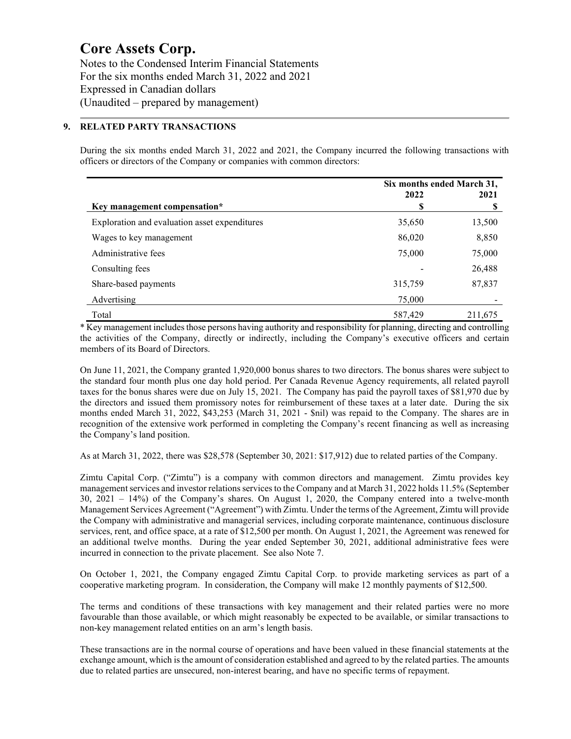## 9. RELATED PARTY TRANSACTIONS

During the six months ended March 31, 2022 and 2021, the Company incurred the following transactions with officers or directors of the Company or companies with common directors:

| | Six months ended March 31, | |
|---|---|---|
| | 2022 | 2021 |
| **Key management compensation*** | **$** | **$** |
| Exploration and evaluation asset expenditures | 35,650 | 13,500 |
| Wages to key management | 86,020 | 8,850 |
| Administrative fees | 75,000 | 75,000 |
| Consulting fees | - | 26,488 |
| Share-based payments | 315,759 | 87,837 |
| Advertising | 75,000 | - |
| Total | 587,429 | 211,675 |

* Key management includes those persons having authority and responsibility for planning, directing and controlling the activities of the Company, directly or indirectly, including the Company's executive officers and certain members of its Board of Directors.

On June 11, 2021, the Company granted 1,920,000 bonus shares to two directors. The bonus shares were subject to the standard four month plus one day hold period. Per Canada Revenue Agency requirements, all related payroll taxes for the bonus shares were due on July 15, 2021. The Company has paid the payroll taxes of $81,970 due by the directors and issued them promissory notes for reimbursement of these taxes at a later date. During the six months ended March 31, 2022, $43,253 (March 31, 2021 - $nil) was repaid to the Company. The shares are in recognition of the extensive work performed in completing the Company's recent financing as well as increasing the Company's land position.

As at March 31, 2022, there was $28,578 (September 30, 2021: $17,912) due to related parties of the Company.

Zimtu Capital Corp. ("Zimtu") is a company with common directors and management. Zimtu provides key management services and investor relations services to the Company and at March 31, 2022 holds 11.5% (September 30, 2021 – 14%) of the Company's shares. On August 1, 2020, the Company entered into a twelve-month Management Services Agreement ("Agreement") with Zimtu. Under the terms of the Agreement, Zimtu will provide the Company with administrative and managerial services, including corporate maintenance, continuous disclosure services, rent, and office space, at a rate of $12,500 per month. On August 1, 2021, the Agreement was renewed for an additional twelve months. During the year ended September 30, 2021, additional administrative fees were incurred in connection to the private placement. See also Note 7.

On October 1, 2021, the Company engaged Zimtu Capital Corp. to provide marketing services as part of a cooperative marketing program. In consideration, the Company will make 12 monthly payments of $12,500.

The terms and conditions of these transactions with key management and their related parties were no more favourable than those available, or which might reasonably be expected to be available, or similar transactions to non-key management related entities on an arm's length basis.

These transactions are in the normal course of operations and have been valued in these financial statements at the exchange amount, which is the amount of consideration established and agreed to by the related parties. The amounts due to related parties are unsecured, non-interest bearing, and have no specific terms of repayment.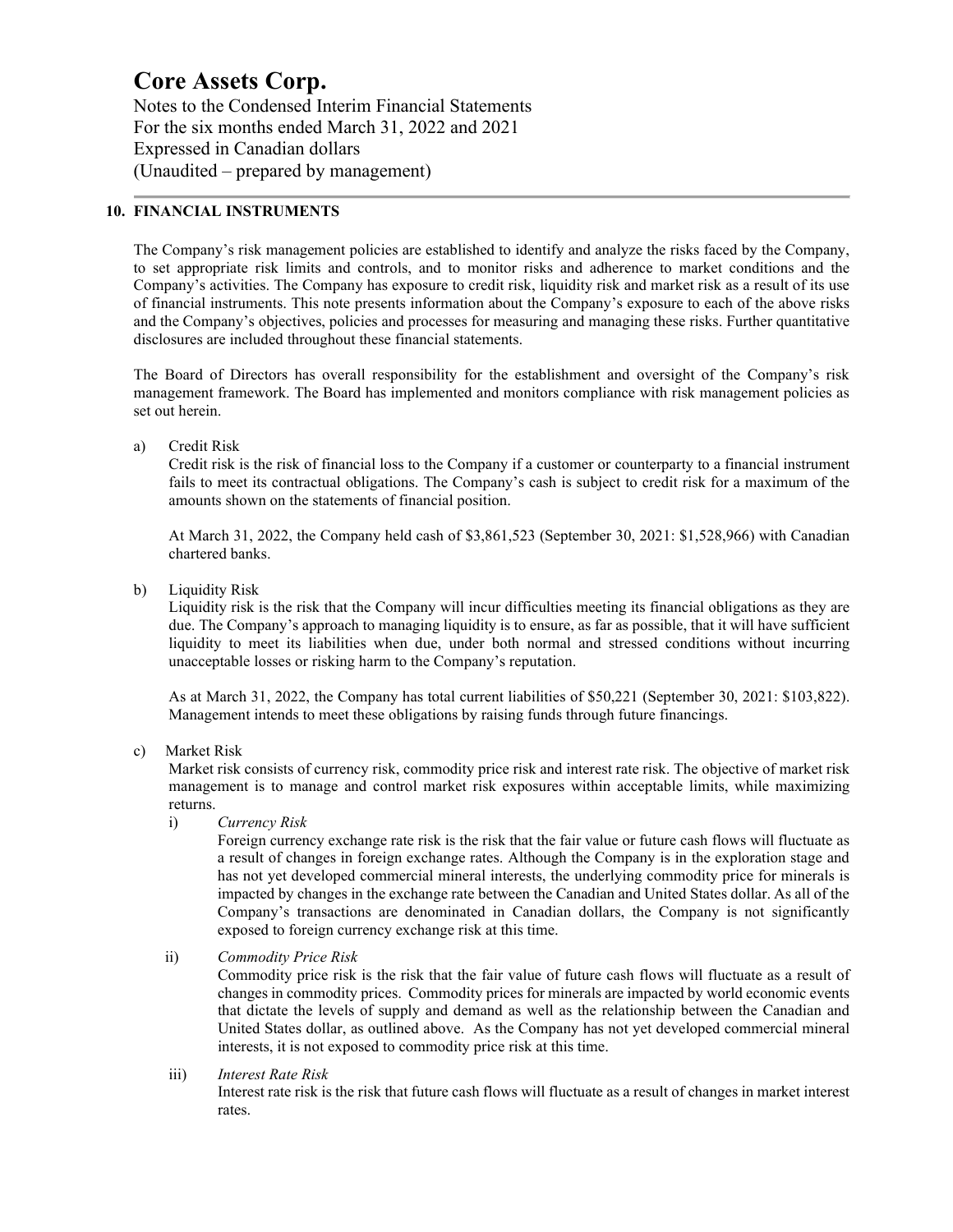# Core Assets Corp.

Notes to the Condensed Interim Financial Statements
For the six months ended March 31, 2022 and 2021
Expressed in Canadian dollars
(Unaudited – prepared by management)

## 10. FINANCIAL INSTRUMENTS

The Company's risk management policies are established to identify and analyze the risks faced by the Company, to set appropriate risk limits and controls, and to monitor risks and adherence to market conditions and the Company's activities. The Company has exposure to credit risk, liquidity risk and market risk as a result of its use of financial instruments. This note presents information about the Company's exposure to each of the above risks and the Company's objectives, policies and processes for measuring and managing these risks. Further quantitative disclosures are included throughout these financial statements.

The Board of Directors has overall responsibility for the establishment and oversight of the Company's risk management framework. The Board has implemented and monitors compliance with risk management policies as set out herein.

a) Credit Risk

Credit risk is the risk of financial loss to the Company if a customer or counterparty to a financial instrument fails to meet its contractual obligations. The Company's cash is subject to credit risk for a maximum of the amounts shown on the statements of financial position.

At March 31, 2022, the Company held cash of $3,861,523 (September 30, 2021: $1,528,966) with Canadian chartered banks.

b) Liquidity Risk

Liquidity risk is the risk that the Company will incur difficulties meeting its financial obligations as they are due. The Company's approach to managing liquidity is to ensure, as far as possible, that it will have sufficient liquidity to meet its liabilities when due, under both normal and stressed conditions without incurring unacceptable losses or risking harm to the Company's reputation.

As at March 31, 2022, the Company has total current liabilities of $50,221 (September 30, 2021: $103,822). Management intends to meet these obligations by raising funds through future financings.

c) Market Risk

Market risk consists of currency risk, commodity price risk and interest rate risk. The objective of market risk management is to manage and control market risk exposures within acceptable limits, while maximizing returns.

i) *Currency Risk*

Foreign currency exchange rate risk is the risk that the fair value or future cash flows will fluctuate as a result of changes in foreign exchange rates. Although the Company is in the exploration stage and has not yet developed commercial mineral interests, the underlying commodity price for minerals is impacted by changes in the exchange rate between the Canadian and United States dollar. As all of the Company's transactions are denominated in Canadian dollars, the Company is not significantly exposed to foreign currency exchange risk at this time.

ii) *Commodity Price Risk*

Commodity price risk is the risk that the fair value of future cash flows will fluctuate as a result of changes in commodity prices. Commodity prices for minerals are impacted by world economic events that dictate the levels of supply and demand as well as the relationship between the Canadian and United States dollar, as outlined above. As the Company has not yet developed commercial mineral interests, it is not exposed to commodity price risk at this time.

iii) *Interest Rate Risk*

Interest rate risk is the risk that future cash flows will fluctuate as a result of changes in market interest rates.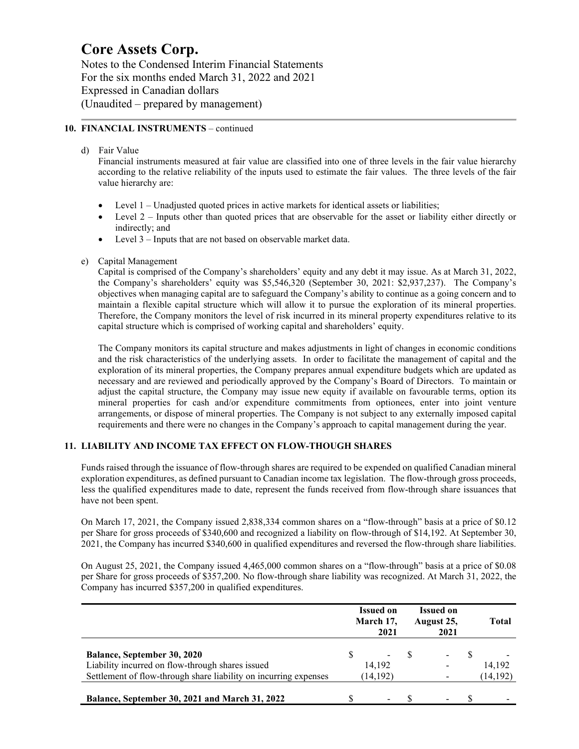# Core Assets Corp.

Notes to the Condensed Interim Financial Statements
For the six months ended March 31, 2022 and 2021
Expressed in Canadian dollars
(Unaudited – prepared by management)

## 10. FINANCIAL INSTRUMENTS – continued

d) Fair Value

Financial instruments measured at fair value are classified into one of three levels in the fair value hierarchy according to the relative reliability of the inputs used to estimate the fair values. The three levels of the fair value hierarchy are:

- Level 1 – Unadjusted quoted prices in active markets for identical assets or liabilities;
- Level 2 – Inputs other than quoted prices that are observable for the asset or liability either directly or indirectly; and
- Level 3 – Inputs that are not based on observable market data.

e) Capital Management

Capital is comprised of the Company's shareholders' equity and any debt it may issue. As at March 31, 2022, the Company's shareholders' equity was $5,546,320 (September 30, 2021: $2,937,237). The Company's objectives when managing capital are to safeguard the Company's ability to continue as a going concern and to maintain a flexible capital structure which will allow it to pursue the exploration of its mineral properties. Therefore, the Company monitors the level of risk incurred in its mineral property expenditures relative to its capital structure which is comprised of working capital and shareholders' equity.

The Company monitors its capital structure and makes adjustments in light of changes in economic conditions and the risk characteristics of the underlying assets. In order to facilitate the management of capital and the exploration of its mineral properties, the Company prepares annual expenditure budgets which are updated as necessary and are reviewed and periodically approved by the Company's Board of Directors. To maintain or adjust the capital structure, the Company may issue new equity if available on favourable terms, option its mineral properties for cash and/or expenditure commitments from optionees, enter into joint venture arrangements, or dispose of mineral properties. The Company is not subject to any externally imposed capital requirements and there were no changes in the Company's approach to capital management during the year.

## 11. LIABILITY AND INCOME TAX EFFECT ON FLOW-THOUGH SHARES

Funds raised through the issuance of flow-through shares are required to be expended on qualified Canadian mineral exploration expenditures, as defined pursuant to Canadian income tax legislation. The flow-through gross proceeds, less the qualified expenditures made to date, represent the funds received from flow-through share issuances that have not been spent.

On March 17, 2021, the Company issued 2,838,334 common shares on a "flow-through" basis at a price of $0.12 per Share for gross proceeds of $340,600 and recognized a liability on flow-through of $14,192. At September 30, 2021, the Company has incurred $340,600 in qualified expenditures and reversed the flow-through share liabilities.

On August 25, 2021, the Company issued 4,465,000 common shares on a "flow-through" basis at a price of $0.08 per Share for gross proceeds of $357,200. No flow-through share liability was recognized. At March 31, 2022, the Company has incurred $357,200 in qualified expenditures.

| | Issued on March 17, 2021 | Issued on August 25, 2021 | Total |
|---|---|---|---|
| **Balance, September 30, 2020** | $ - | $ - | $ - |
| Liability incurred on flow-through shares issued | 14,192 | - | 14,192 |
| Settlement of flow-through share liability on incurring expenses | (14,192) | - | (14,192) |
| **Balance, September 30, 2021 and March 31, 2022** | $ - | $ - | $ - |